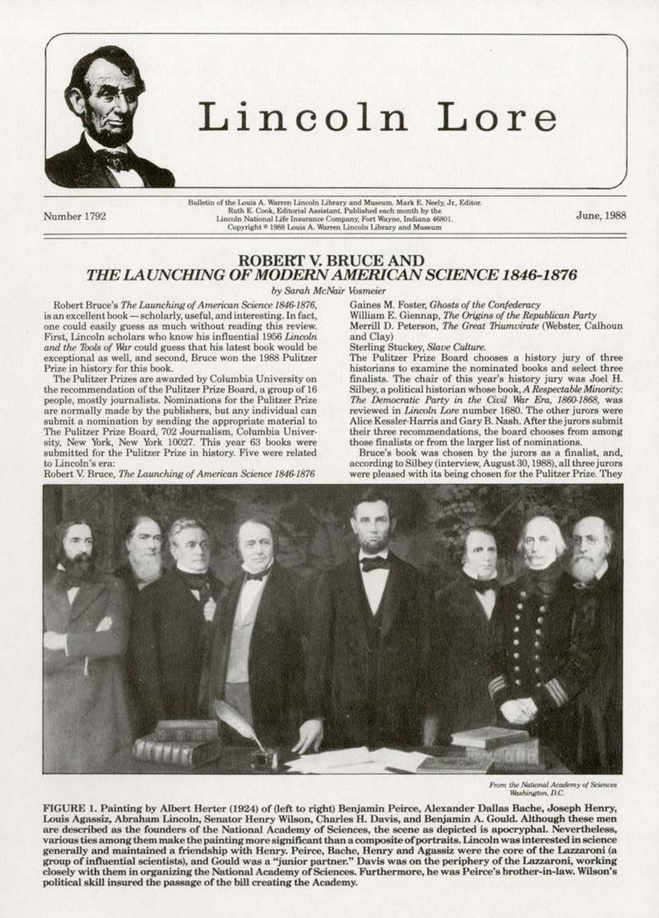# Lincoln Lore

Bulletin of the Louis A. Warren Lincoln Library and Museum. Mark E. Neely, Jr., Editor. Ruth E. Cook, Editorial Assistant. Published each month by the Lincoln National Life Insurance Company, Fort Wayne, Indiana 46801. Copyright © 1988 Louis A. Warren Lincoln Library and Museum

Number 1792 — June, 1988

## ROBERT V. BRUCE AND *THE LAUNCHING OF MODERN AMERICAN SCIENCE 1846-1876*

*by Sarah McNair Vosmeier*

Robert Bruce's *The Launching of American Science 1846-1876*, is an excellent book — scholarly, useful, and interesting. In fact, one could easily guess as much without reading this review. First, Lincoln scholars who know his influential 1956 *Lincoln and the Tools of War* could guess that his latest book would be exceptional as well, and second, Bruce won the 1988 Pulitzer Prize in history for this book.

The Pulitzer Prizes are awarded by Columbia University on the recommendation of the Pulitzer Prize Board, a group of 16 people, mostly journalists. Nominations for the Pulitzer Prize are normally made by the publishers, but any individual can submit a nomination by sending the appropriate material to The Pulitzer Prize Board, 702 Journalism, Columbia University, New York, New York 10027. This year 63 books were submitted for the Pulitzer Prize in history. Five were related to Lincoln's era:

Robert V. Bruce, *The Launching of American Science 1846-1876*
Gaines M. Foster, *Ghosts of the Confederacy*
William E. Giennap, *The Origins of the Republican Party*
Merrill D. Peterson, *The Great Triumvirate* (Webster, Calhoun and Clay)
Sterling Stuckey, *Slave Culture.*

The Pulitzer Prize Board chooses a history jury of three historians to examine the nominated books and select three finalists. The chair of this year's history jury was Joel H. Silbey, a political historian whose book, *A Respectable Minority: The Democratic Party in the Civil War Era, 1860-1868*, was reviewed in *Lincoln Lore* number 1680. The other jurors were Alice Kessler-Harris and Gary B. Nash. After the jurors submit their three recommendations, the board chooses from among those finalists or from the larger list of nominations.

Bruce's book was chosen by the jurors as a finalist, and, according to Silbey (interview, August 30, 1988), all three jurors were pleased with its being chosen for the Pulitzer Prize. They

*From the National Academy of Sciences Washington, D.C.*

FIGURE 1. Painting by Albert Herter (1924) of (left to right) Benjamin Peirce, Alexander Dallas Bache, Joseph Henry, Louis Agassiz, Abraham Lincoln, Senator Henry Wilson, Charles H. Davis, and Benjamin A. Gould. Although these men are described as the founders of the National Academy of Sciences, the scene as depicted is apocryphal. Nevertheless, various ties among them make the painting more significant than a composite of portraits. Lincoln was interested in science generally and maintained a friendship with Henry. Peirce, Bache, Henry and Agassiz were the core of the Lazzaroni (a group of influential scientists), and Gould was a "junior partner." Davis was on the periphery of the Lazzaroni, working closely with them in organizing the National Academy of Sciences. Furthermore, he was Peirce's brother-in-law. Wilson's political skill insured the passage of the bill creating the Academy.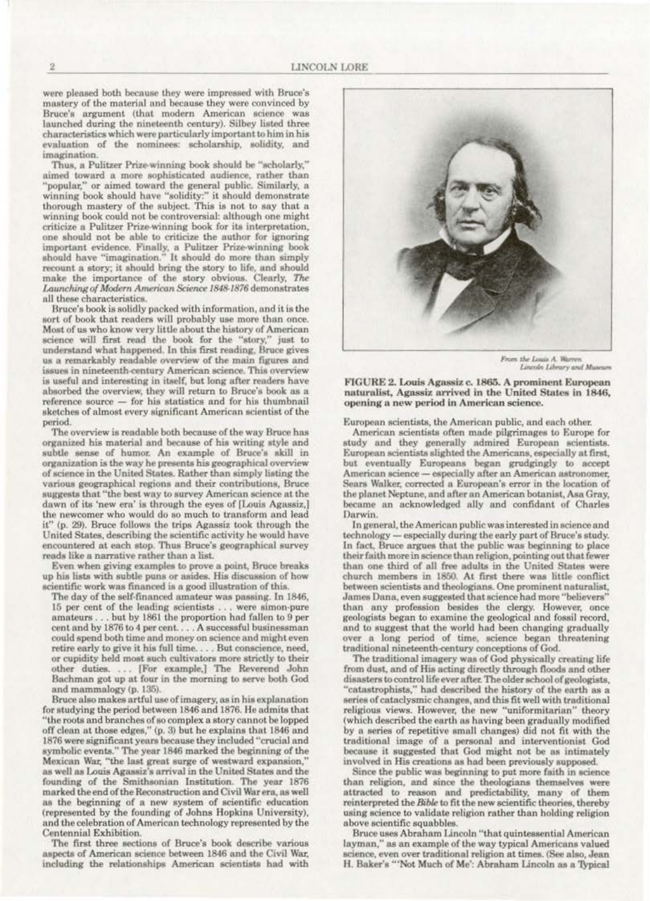were pleased both because they were impressed with Bruce's mastery of the material and because they were convinced by Bruce's argument (that modern American science was launched during the nineteenth century). Silbey listed three characteristics which were particularly important to him in his evaluation of the nominees: scholarship, solidity, and imagination.

Thus, a Pulitzer Prize-winning book should be "scholarly," aimed toward a more sophisticated audience, rather than "popular," or aimed toward the general public. Similarly, a winning book should have "solidity:" it should demonstrate thorough mastery of the subject. This is not to say that a winning book could not be controversial: although one might criticize a Pulitzer Prize-winning book for its interpretation, one should not be able to criticize the author for ignoring important evidence. Finally, a Pulitzer Prize-winning book should have "imagination." It should do more than simply recount a story; it should bring the story to life, and should make the importance of the story obvious. Clearly, *The Launching of Modern American Science 1848-1876* demonstrates all these characteristics.

Bruce's book is solidly packed with information, and it is the sort of book that readers will probably use more than once. Most of us who know very little about the history of American science will first read the book for the "story," just to understand what happened. In this first reading, Bruce gives us a remarkably readable overview of the main figures and issues in nineteenth-century American science. This overview is useful and interesting in itself, but long after readers have absorbed the overview, they will return to Bruce's book as a reference source — for his statistics and for his thumbnail sketches of almost every significant American scientist of the period.

The overview is readable both because of the way Bruce has organized his material and because of his writing style and subtle sense of humor. An example of Bruce's skill in organization is the way he presents his geographical overview of science in the United States. Rather than simply listing the various geographical regions and their contributions, Bruce suggests that "the best way to survey American science at the dawn of its 'new era' is through the eyes of [Louis Agassiz,] the newcomer who would do so much to transform and lead it" (p. 29). Bruce follows the trips Agassiz took through the United States, describing the scientific activity he would have encountered at each stop. Thus Bruce's geographical survey reads like a narrative rather than a list.

Even when giving examples to prove a point, Bruce breaks up his lists with subtle puns or asides. His discussion of how scientific work was financed is a good illustration of this.

> The day of the self-financed amateur was passing. In 1846, 15 per cent of the leading scientists . . . were simon-pure amateurs . . . but by 1861 the proportion had fallen to 9 per cent and by 1876 to 4 per cent. . . . A successful businessman could spend both time and money on science and might even retire early to give it his full time. . . . But conscience, need, or cupidity held most such cultivators more strictly to their other duties. . . . [For example,] The Reverend John Bachman got up at four in the morning to serve both God and mammalogy (p. 135).

Bruce also makes artful use of imagery, as in his explanation for studying the period between 1846 and 1876. He admits that "the roots and branches of so complex a story cannot be lopped off clean at those edges," (p. 3) but he explains that 1846 and 1876 were significant years because they included "crucial and symbolic events." The year 1846 marked the beginning of the Mexican War, "the last great surge of westward expansion," as well as Louis Agassiz's arrival in the United States and the founding of the Smithsonian Institution. The year 1876 marked the end of the Reconstruction and Civil War era, as well as the beginning of a new system of scientific education (represented by the founding of Johns Hopkins University), and the celebration of American technology represented by the Centennial Exhibition.

The first three sections of Bruce's book describe various aspects of American science between 1846 and the Civil War, including the relationships American scientists had with European scientists, the American public, and each other.

From the Louis A. Warren Lincoln Library and Museum

**FIGURE 2. Louis Agassiz c. 1865. A prominent European naturalist, Agassiz arrived in the United States in 1846, opening a new period in American science.**

American scientists often made pilgrimages to Europe for study and they generally admired European scientists. European scientists slighted the Americans, especially at first, but eventually Europeans began grudgingly to accept American science — especially after an American astronomer, Sears Walker, corrected a European's error in the location of the planet Neptune, and after an American botanist, Asa Gray, became an acknowledged ally and confidant of Charles Darwin.

In general, the American public was interested in science and technology — especially during the early part of Bruce's study. In fact, Bruce argues that the public was beginning to place their faith more in science than religion, pointing out that fewer than one third of all free adults in the United States were church members in 1850. At first there was little conflict between scientists and theologians. One prominent naturalist, James Dana, even suggested that science had more "believers" than any profession besides the clergy. However, once geologists began to examine the geological and fossil record, and to suggest that the world had been changing gradually over a long period of time, science began threatening traditional nineteenth-century conceptions of God.

The traditional imagery was of God physically creating life from dust, and of His acting directly through floods and other disasters to control life ever after. The older school of geologists, "catastrophists," had described the history of the earth as a series of cataclysmic changes, and this fit well with traditional religious views. However, the new "uniformitarian" theory (which described the earth as having been gradually modified by a series of repetitive small changes) did not fit with the traditional image of a personal and interventionist God because it suggested that God might not be as intimately involved in His creations as had been previously supposed.

Since the public was beginning to put more faith in science than religion, and since the theologians themselves were attracted to reason and predictability, many of them reinterpreted the *Bible* to fit the new scientific theories, thereby using science to validate religion rather than holding religion above scientific squabbles.

Bruce uses Abraham Lincoln "that quintessential American layman," as an example of the way typical Americans valued science, even over traditional religion at times. (See also, Jean H. Baker's "'Not Much of Me': Abraham Lincoln as a Typical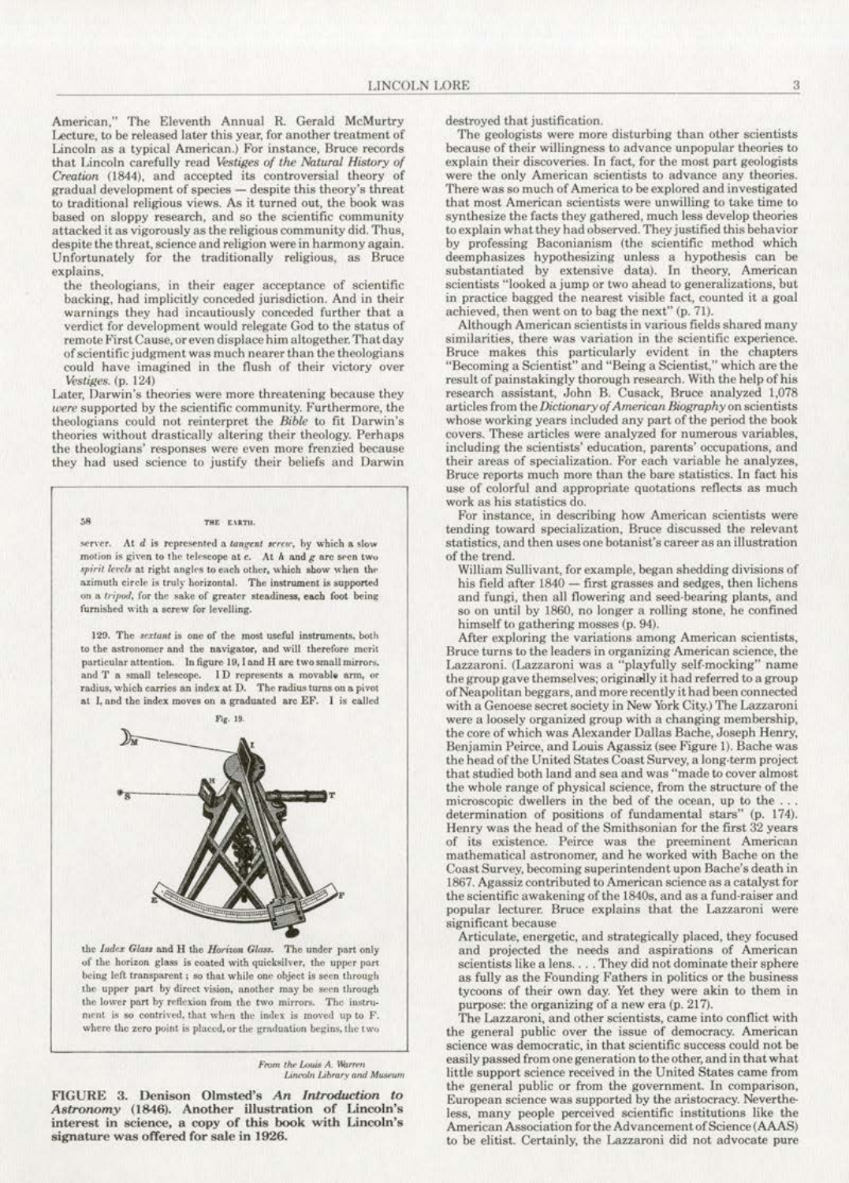American," The Eleventh Annual R. Gerald McMurtry Lecture, to be released later this year, for another treatment of Lincoln as a typical American.) For instance, Bruce records that Lincoln carefully read *Vestiges of the Natural History of Creation* (1844), and accepted its controversial theory of gradual development of species — despite this theory's threat to traditional religious views. As it turned out, the book was based on sloppy research, and so the scientific community attacked it as vigorously as the religious community did. Thus, despite the threat, science and religion were in harmony again. Unfortunately for the traditionally religious, as Bruce explains,

> the theologians, in their eager acceptance of scientific backing, had implicitly conceded jurisdiction. And in their warnings they had incautiously conceded further that a verdict for development would relegate God to the status of remote First Cause, or even displace him altogether. That day of scientific judgment was much nearer than the theologians could have imagined in the flush of their victory over *Vestiges*. (p. 124)

Later, Darwin's theories were more threatening because they *were* supported by the scientific community. Furthermore, the theologians could not reinterpret the *Bible* to fit Darwin's theories without drastically altering their theology. Perhaps the theologians' responses were even more frenzied because they had used science to justify their beliefs and Darwin destroyed that justification.

58 THE EARTH.

server. At *d* is represented a *tangent screw*, by which a slow motion is given to the telescope at *c*. At *h* and *g* are seen two *spirit levels* at right angles to each other, which show when the azimuth circle is truly horizontal. The instrument is supported on a *tripod*, for the sake of greater steadiness, each foot being furnished with a screw for levelling.

129. The *sextant* is one of the most useful instruments, both to the astronomer and the navigator, and will therefore merit particular attention. In figure 19, I and H are two small mirrors, and T a small telescope. I D represents a movable arm, or radius, which carries an index at D. The radius turns on a pivot at I, and the index moves on a graduated arc EF. I is called

Fig. 19.

the *Index Glass* and H the *Horizon Glass*. The under part only of the horizon glass is coated with quicksilver, the upper part being left transparent; so that while one object is seen through the upper part by direct vision, another may be seen through the lower part by reflexion from the two mirrors. The instrument is so contrived, that when the index is moved up to F, where the zero point is placed, or the graduation begins, the two

*From the Louis A. Warren Lincoln Library and Museum*

**FIGURE 3. Denison Olmsted's *An Introduction to Astronomy* (1846). Another illustration of Lincoln's interest in science, a copy of this book with Lincoln's signature was offered for sale in 1926.**

The geologists were more disturbing than other scientists because of their willingness to advance unpopular theories to explain their discoveries. In fact, for the most part geologists were the only American scientists to advance any theories. There was so much of America to be explored and investigated that most American scientists were unwilling to take time to synthesize the facts they gathered, much less develop theories to explain what they had observed. They justified this behavior by professing Baconianism (the scientific method which deemphasizes hypothesizing unless a hypothesis can be substantiated by extensive data). In theory, American scientists "looked a jump or two ahead to generalizations, but in practice bagged the nearest visible fact, counted it a goal achieved, then went on to bag the next" (p. 71).

Although American scientists in various fields shared many similarities, there was variation in the scientific experience. Bruce makes this particularly evident in the chapters "Becoming a Scientist" and "Being a Scientist," which are the result of painstakingly thorough research. With the help of his research assistant, John B. Cusack, Bruce analyzed 1,078 articles from the *Dictionary of American Biography* on scientists whose working years included any part of the period the book covers. These articles were analyzed for numerous variables, including the scientists' education, parents' occupations, and their areas of specialization. For each variable he analyzes, Bruce reports much more than the bare statistics. In fact his use of colorful and appropriate quotations reflects as much work as his statistics do.

For instance, in describing how American scientists were tending toward specialization, Bruce discussed the relevant statistics, and then uses one botanist's career as an illustration of the trend.

> William Sullivant, for example, began shedding divisions of his field after 1840 — first grasses and sedges, then lichens and fungi, then all flowering and seed-bearing plants, and so on until by 1860, no longer a rolling stone, he confined himself to gathering mosses (p. 94).

After exploring the variations among American scientists, Bruce turns to the leaders in organizing American science, the Lazzaroni. (Lazzaroni was a "playfully self-mocking" name the group gave themselves; originally it had referred to a group of Neapolitan beggars, and more recently it had been connected with a Genoese secret society in New York City.) The Lazzaroni were a loosely organized group with a changing membership, the core of which was Alexander Dallas Bache, Joseph Henry, Benjamin Peirce, and Louis Agassiz (see Figure 1). Bache was the head of the United States Coast Survey, a long-term project that studied both land and sea and was "made to cover almost the whole range of physical science, from the structure of the microscopic dwellers in the bed of the ocean, up to the . . . determination of positions of fundamental stars" (p. 174). Henry was the head of the Smithsonian for the first 32 years of its existence. Peirce was the preeminent American mathematical astronomer, and he worked with Bache on the Coast Survey, becoming superintendent upon Bache's death in 1867. Agassiz contributed to American science as a catalyst for the scientific awakening of the 1840s, and as a fund-raiser and popular lecturer. Bruce explains that the Lazzaroni were significant because

> Articulate, energetic, and strategically placed, they focused and projected the needs and aspirations of American scientists like a lens. . . . They did not dominate their sphere as fully as the Founding Fathers in politics or the business tycoons of their own day. Yet they were akin to them in purpose: the organizing of a new era (p. 217).

The Lazzaroni, and other scientists, came into conflict with the general public over the issue of democracy. American science was democratic, in that scientific success could not be easily passed from one generation to the other, and in that what little support science received in the United States came from the general public or from the government. In comparison, European science was supported by the aristocracy. Nevertheless, many people perceived scientific institutions like the American Association for the Advancement of Science (AAAS) to be elitist. Certainly, the Lazzaroni did not advocate pure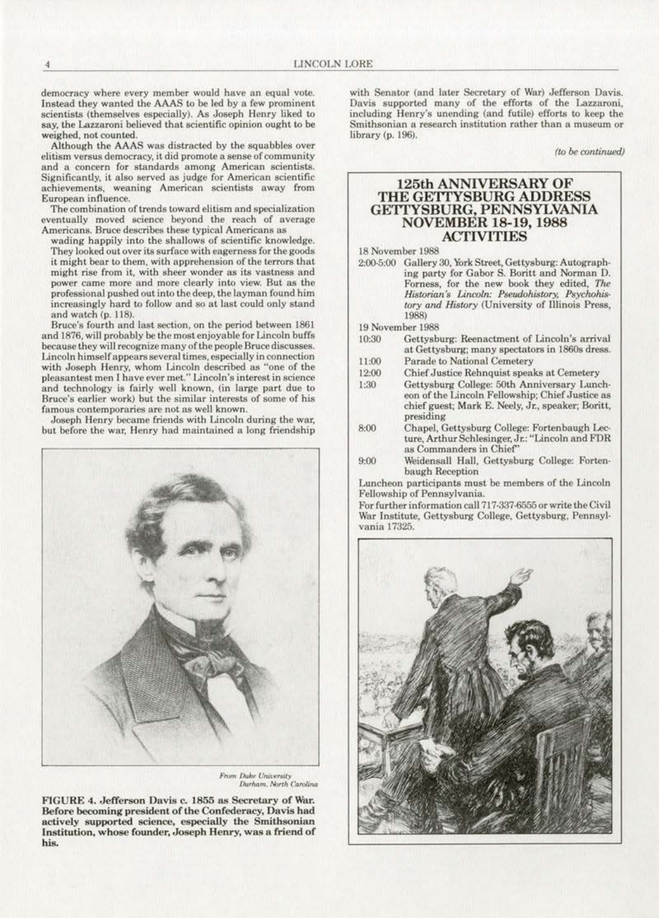democracy where every member would have an equal vote. Instead they wanted the AAAS to be led by a few prominent scientists (themselves especially). As Joseph Henry liked to say, the Lazzaroni believed that scientific opinion ought to be weighed, not counted.

Although the AAAS was distracted by the squabbles over elitism versus democracy, it did promote a sense of community and a concern for standards among American scientists. Significantly, it also served as judge for American scientific achievements, weaning American scientists away from European influence.

The combination of trends toward elitism and specialization eventually moved science beyond the reach of average Americans. Bruce describes these typical Americans as

> wading happily into the shallows of scientific knowledge. They looked out over its surface with eagerness for the goods it might bear to them, with apprehension of the terrors that might rise from it, with sheer wonder as its vastness and power came more and more clearly into view. But as the professional pushed out into the deep, the layman found him increasingly hard to follow and so at last could only stand and watch (p. 118).

Bruce's fourth and last section, on the period between 1861 and 1876, will probably be the most enjoyable for Lincoln buffs because they will recognize many of the people Bruce discusses. Lincoln himself appears several times, especially in connection with Joseph Henry, whom Lincoln described as "one of the pleasantest men I have ever met." Lincoln's interest in science and technology is fairly well known, (in large part due to Bruce's earlier work) but the similar interests of some of his famous contemporaries are not as well known.

Joseph Henry became friends with Lincoln during the war, but before the war, Henry had maintained a long friendship with Senator (and later Secretary of War) Jefferson Davis. Davis supported many of the efforts of the Lazzaroni, including Henry's unending (and futile) efforts to keep the Smithsonian a research institution rather than a museum or library (p. 196).

*(to be continued)*

*From Duke University Durham, North Carolina*

**FIGURE 4. Jefferson Davis c. 1855 as Secretary of War. Before becoming president of the Confederacy, Davis had actively supported science, especially the Smithsonian Institution, whose founder, Joseph Henry, was a friend of his.**

## 125th ANNIVERSARY OF THE GETTYSBURG ADDRESS GETTYSBURG, PENNSYLVANIA NOVEMBER 18-19, 1988 ACTIVITIES

18 November 1988

| | |
|---|---|
| 2:00-5:00 | Gallery 30, York Street, Gettysburg: Autographing party for Gabor S. Boritt and Norman D. Forness, for the new book they edited, *The Historian's Lincoln: Pseudohistory, Psychohistory and History* (University of Illinois Press, 1988) |

19 November 1988

| | |
|---|---|
| 10:30 | Gettysburg: Reenactment of Lincoln's arrival at Gettysburg; many spectators in 1860s dress. |
| 11:00 | Parade to National Cemetery |
| 12:00 | Chief Justice Rehnquist speaks at Cemetery |
| 1:30 | Gettysburg College: 50th Anniversary Luncheon of the Lincoln Fellowship; Chief Justice as chief guest; Mark E. Neely, Jr., speaker; Boritt, presiding |
| 8:00 | Chapel, Gettysburg College: Fortenbaugh Lecture, Arthur Schlesinger, Jr.: "Lincoln and FDR as Commanders in Chief" |
| 9:00 | Weidensall Hall, Gettysburg College: Fortenbaugh Reception |

Luncheon participants must be members of the Lincoln Fellowship of Pennsylvania.

For further information call 717-337-6555 or write the Civil War Institute, Gettysburg College, Gettysburg, Pennsylvania 17325.